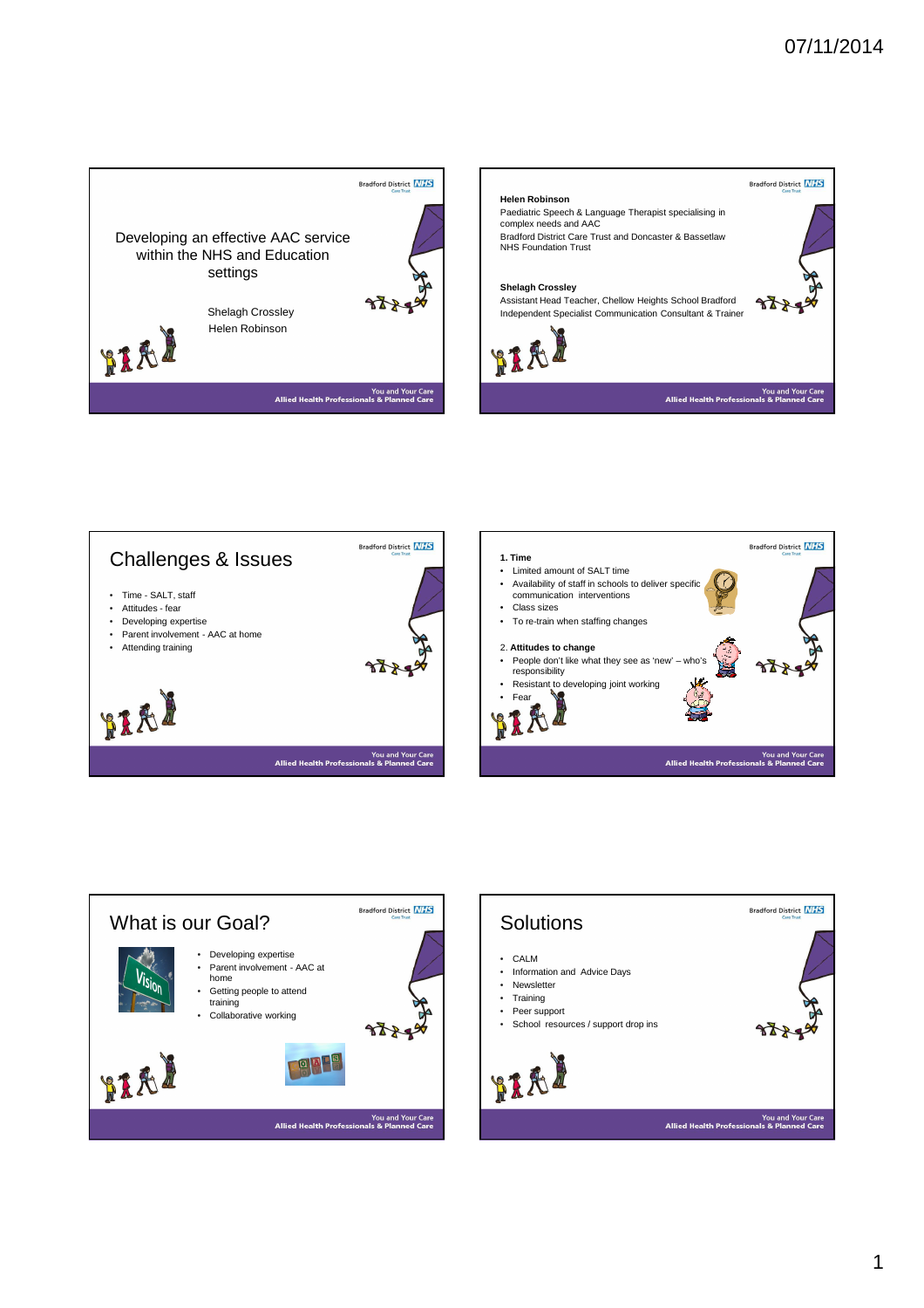## Developing an effective AAC service within the NHS and Education settings

Shelagh Crossley
Helen Robinson

---

**Helen Robinson**
Paediatric Speech & Language Therapist specialising in complex needs and AAC
Bradford District Care Trust and Doncaster & Bassetlaw NHS Foundation Trust

**Shelagh Crossley**
Assistant Head Teacher, Chellow Heights School Bradford
Independent Specialist Communication Consultant & Trainer

---

## Challenges & Issues

- Time - SALT, staff
- Attitudes - fear
- Developing expertise
- Parent involvement - AAC at home
- Attending training

---

**1. Time**

- Limited amount of SALT time
- Availability of staff in schools to deliver specific communication interventions
- Class sizes
- To re-train when staffing changes

2. **Attitudes to change**

- People don't like what they see as 'new' – who's responsibility
- Resistant to developing joint working
- Fear

---

## What is our Goal?

- Developing expertise
- Parent involvement - AAC at home
- Getting people to attend training
- Collaborative working

---

## Solutions

- CALM
- Information and Advice Days
- Newsletter
- Training
- Peer support
- School resources / support drop ins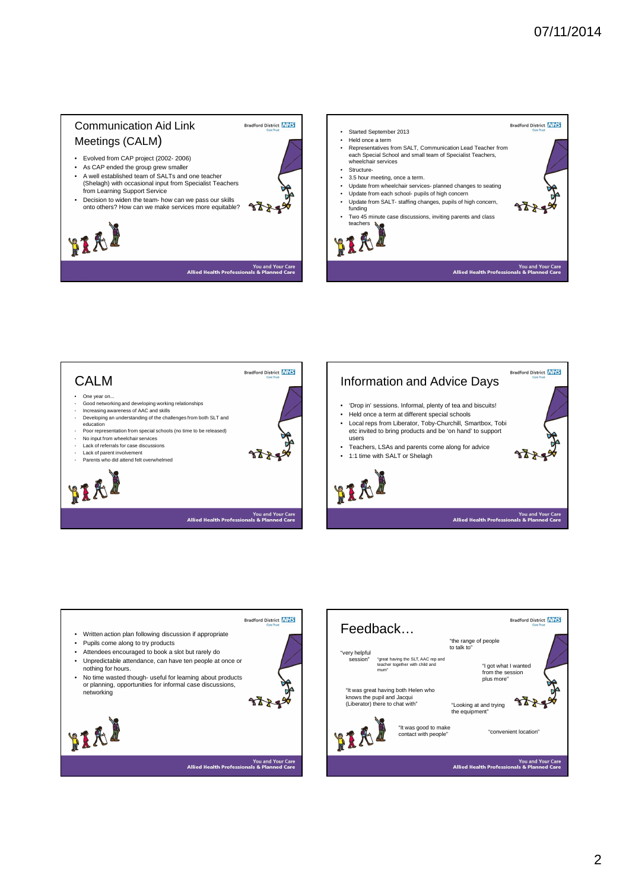## Communication Aid Link Meetings (CALM)

- Evolved from CAP project (2002- 2006)
- As CAP ended the group grew smaller
- A well established team of SALTs and one teacher (Shelagh) with occasional input from Specialist Teachers from Learning Support Service
- Decision to widen the team- how can we pass our skills onto others? How can we make services more equitable?

---

- Started September 2013
- Held once a term
- Representatives from SALT, Communication Lead Teacher from each Special School and small team of Specialist Teachers, wheelchair services
- Structure-
- 3.5 hour meeting, once a term.
- Update from wheelchair services- planned changes to seating
- Update from each school- pupils of high concern
- Update from SALT- staffing changes, pupils of high concern, funding
- Two 45 minute case discussions, inviting parents and class teachers

---

## CALM

- One year on...
- Good networking and developing working relationships
- Increasing awareness of AAC and skills
- Developing an understanding of the challenges from both SLT and education
- Poor representation from special schools (no time to be released)
- No input from wheelchair services
- Lack of referrals for case discussions
- Lack of parent involvement
- Parents who did attend felt overwhelmed

---

## Information and Advice Days

- 'Drop in' sessions. Informal, plenty of tea and biscuits!
- Held once a term at different special schools
- Local reps from Liberator, Toby-Churchill, Smartbox, Tobi etc invited to bring products and be 'on hand' to support users
- Teachers, LSAs and parents come along for advice
- 1:1 time with SALT or Shelagh

---

- Written action plan following discussion if appropriate
- Pupils come along to try products
- Attendees encouraged to book a slot but rarely do
- Unpredictable attendance, can have ten people at once or nothing for hours.
- No time wasted though- useful for learning about products or planning, opportunities for informal case discussions, networking

---

## Feedback…

"the range of people to talk to"

"very helpful session"

"great having the SLT, AAC rep and teacher together with child and mum"

"I got what I wanted from the session plus more"

"It was great having both Helen who knows the pupil and Jacqui (Liberator) there to chat with"

"Looking at and trying the equipment"

"It was good to make contact with people"

"convenient location"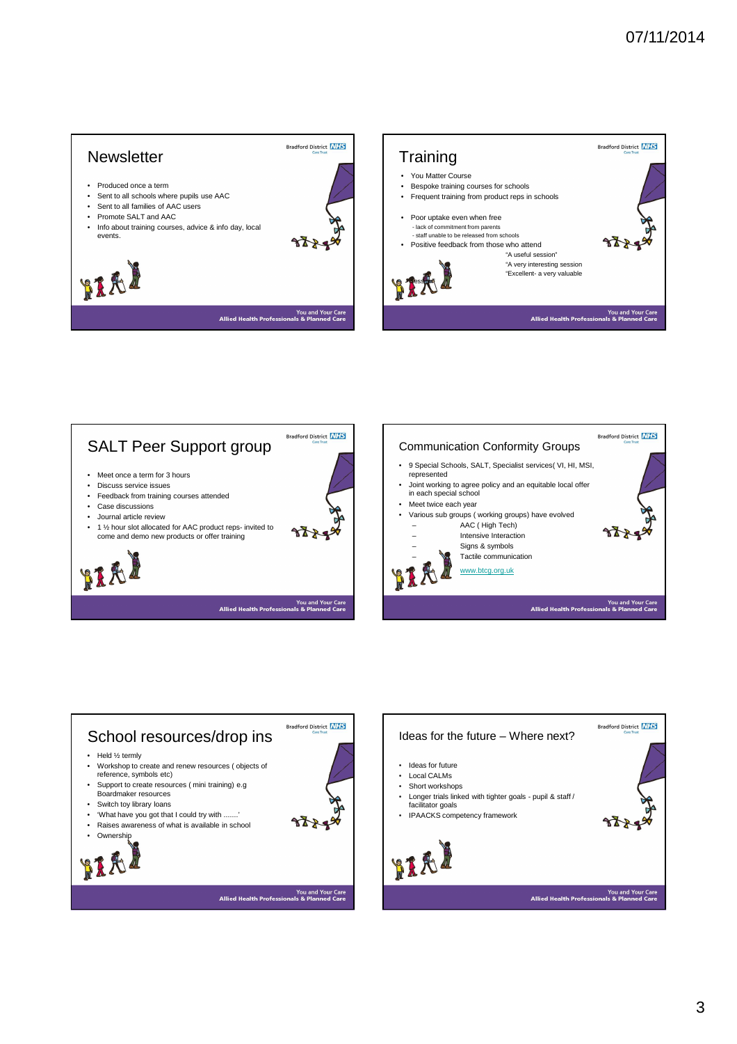## Newsletter

- Produced once a term
- Sent to all schools where pupils use AAC
- Sent to all families of AAC users
- Promote SALT and AAC
- Info about training courses, advice & info day, local events.

## Training

- You Matter Course
- Bespoke training courses for schools
- Frequent training from product reps in schools
- Poor uptake even when free
  - lack of commitment from parents
  - staff unable to be released from schools
- Positive feedback from those who attend
  - "A useful session"
  - "A very interesting session
  - "Excellent- a very valuable session"

## SALT Peer Support group

- Meet once a term for 3 hours
- Discuss service issues
- Feedback from training courses attended
- Case discussions
- Journal article review
- 1 ½ hour slot allocated for AAC product reps- invited to come and demo new products or offer training

## Communication Conformity Groups

- 9 Special Schools, SALT, Specialist services( VI, HI, MSI, represented
- Joint working to agree policy and an equitable local offer in each special school
- Meet twice each year
- Various sub groups ( working groups) have evolved
  - AAC ( High Tech)
  - Intensive Interaction
  - Signs & symbols
  - Tactile communication

www.btcg.org.uk

## School resources/drop ins

- Held ½ termly
- Workshop to create and renew resources ( objects of reference, symbols etc)
- Support to create resources ( mini training) e.g Boardmaker resources
- Switch toy library loans
- 'What have you got that I could try with .......'
- Raises awareness of what is available in school
- Ownership

## Ideas for the future – Where next?

- Ideas for future
- Local CALMs
- Short workshops
- Longer trials linked with tighter goals - pupil & staff / facilitator goals
- IPAACKS competency framework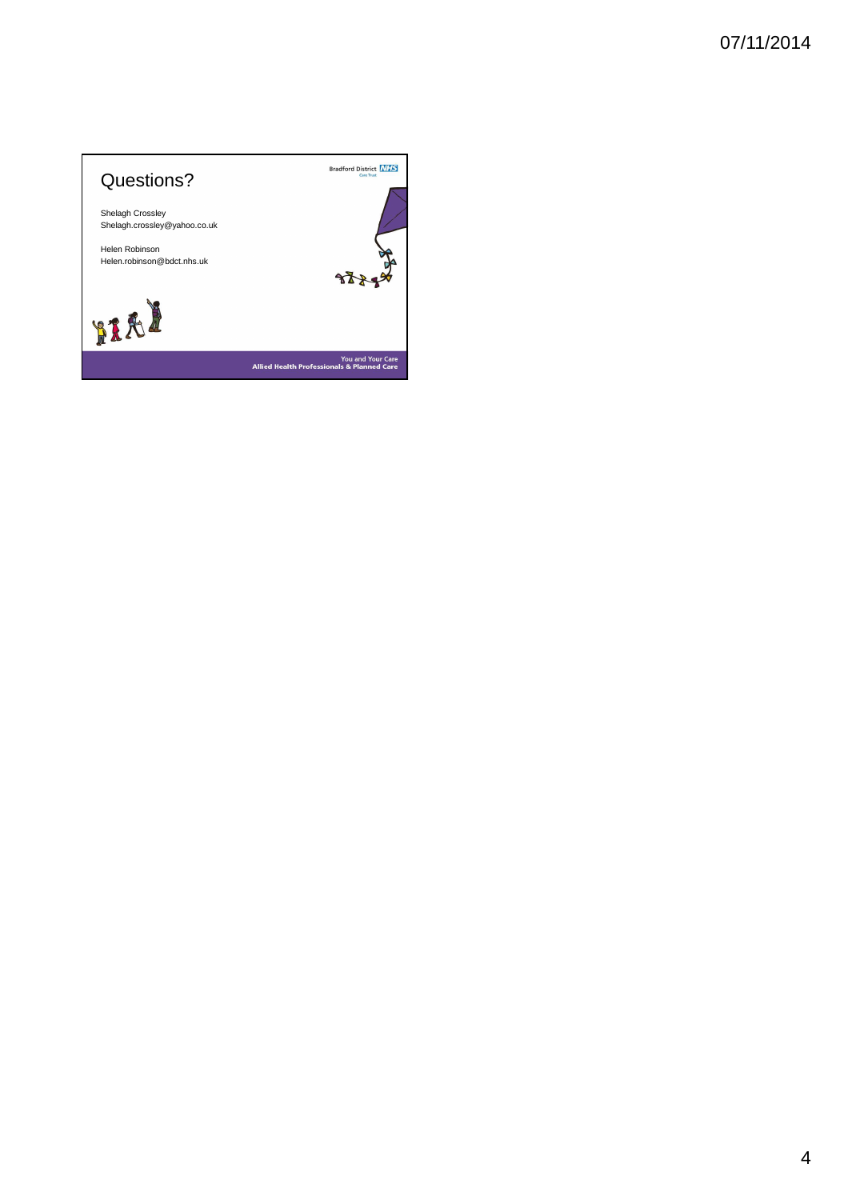# Questions?

Shelagh Crossley
Shelagh.crossley@yahoo.co.uk

Helen Robinson
Helen.robinson@bdct.nhs.uk

Bradford District NHS Care Trust

You and Your Care
Allied Health Professionals & Planned Care